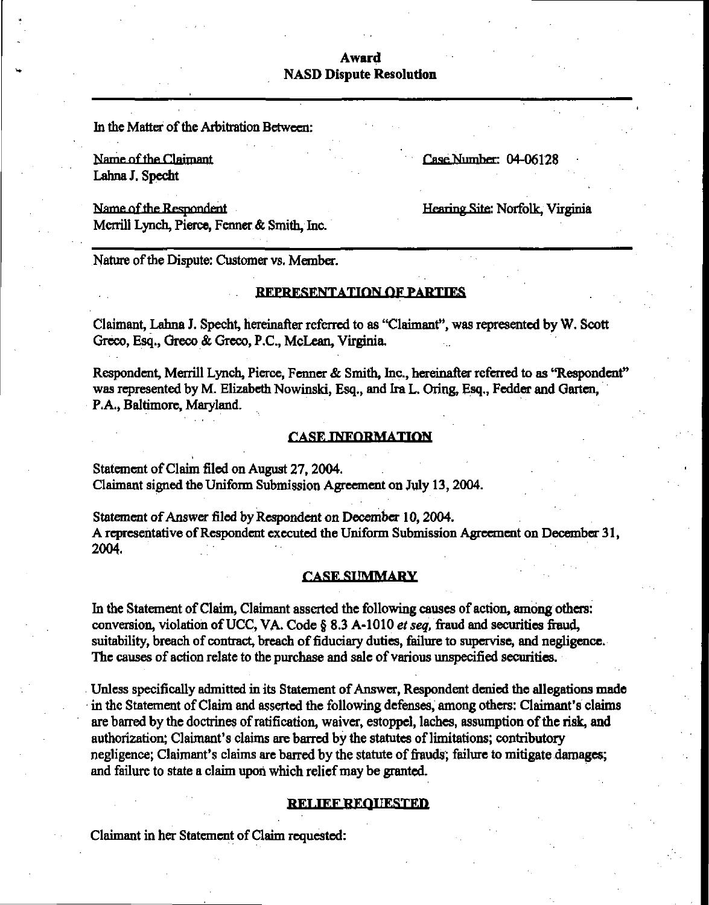**Award**
**NASD Dispute Resolution**

---

In the Matter of the Arbitration Between:

Name of the Claimant
Lahna J. Specht

Case Number: 04-06128

Name of the Respondent
Merrill Lynch, Pierce, Fenner & Smith, Inc.

Hearing Site: Norfolk, Virginia

---

Nature of the Dispute: Customer vs. Member.

## REPRESENTATION OF PARTIES

Claimant, Lahna J. Specht, hereinafter referred to as "Claimant", was represented by W. Scott Greco, Esq., Greco & Greco, P.C., McLean, Virginia.

Respondent, Merrill Lynch, Pierce, Fenner & Smith, Inc., hereinafter referred to as "Respondent" was represented by M. Elizabeth Nowinski, Esq., and Ira L. Oring, Esq., Fedder and Garten, P.A., Baltimore, Maryland.

## CASE INFORMATION

Statement of Claim filed on August 27, 2004.
Claimant signed the Uniform Submission Agreement on July 13, 2004.

Statement of Answer filed by Respondent on December 10, 2004.
A representative of Respondent executed the Uniform Submission Agreement on December 31, 2004.

## CASE SUMMARY

In the Statement of Claim, Claimant asserted the following causes of action, among others: conversion, violation of UCC, VA. Code § 8.3 A-1010 *et seq*, fraud and securities fraud, suitability, breach of contract, breach of fiduciary duties, failure to supervise, and negligence. The causes of action relate to the purchase and sale of various unspecified securities.

Unless specifically admitted in its Statement of Answer, Respondent denied the allegations made in the Statement of Claim and asserted the following defenses, among others: Claimant's claims are barred by the doctrines of ratification, waiver, estoppel, laches, assumption of the risk, and authorization; Claimant's claims are barred by the statutes of limitations; contributory negligence; Claimant's claims are barred by the statute of frauds; failure to mitigate damages; and failure to state a claim upon which relief may be granted.

## RELIEF REQUESTED

Claimant in her Statement of Claim requested: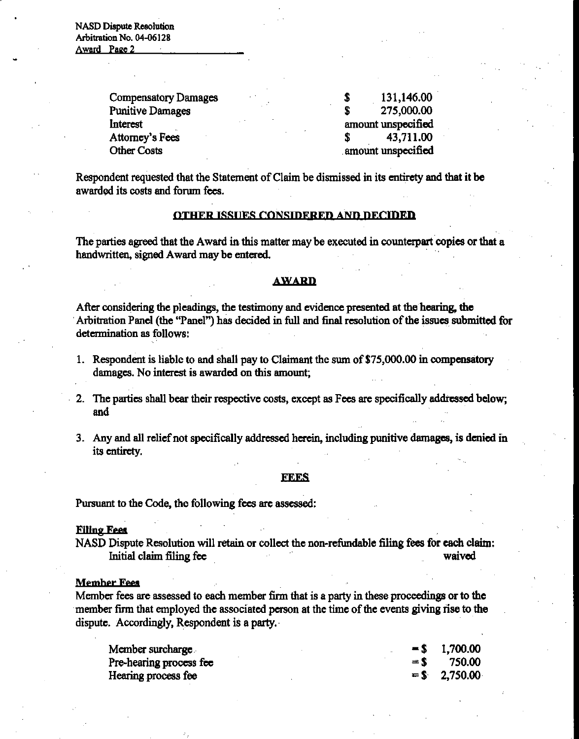| | |
|---|---|
| Compensatory Damages | $ 131,146.00 |
| Punitive Damages | $ 275,000.00 |
| Interest | amount unspecified |
| Attorney's Fees | $ 43,711.00 |
| Other Costs | amount unspecified |

Respondent requested that the Statement of Claim be dismissed in its entirety and that it be awarded its costs and forum fees.

## OTHER ISSUES CONSIDERED AND DECIDED

The parties agreed that the Award in this matter may be executed in counterpart copies or that a handwritten, signed Award may be entered.

## AWARD

After considering the pleadings, the testimony and evidence presented at the hearing, the Arbitration Panel (the "Panel") has decided in full and final resolution of the issues submitted for determination as follows:

1. Respondent is liable to and shall pay to Claimant the sum of $75,000.00 in compensatory damages. No interest is awarded on this amount;

2. The parties shall bear their respective costs, except as Fees are specifically addressed below; and

3. Any and all relief not specifically addressed herein, including punitive damages, is denied in its entirety.

## FEES

Pursuant to the Code, the following fees are assessed:

**Filing Fees**

NASD Dispute Resolution will retain or collect the non-refundable filing fees for each claim:

| | |
|---|---|
| Initial claim filing fee | waived |

**Member Fees**

Member fees are assessed to each member firm that is a party in these proceedings or to the member firm that employed the associated person at the time of the events giving rise to the dispute. Accordingly, Respondent is a party.

| | |
|---|---|
| Member surcharge | = $ 1,700.00 |
| Pre-hearing process fee | = $ 750.00 |
| Hearing process fee | = $ 2,750.00 |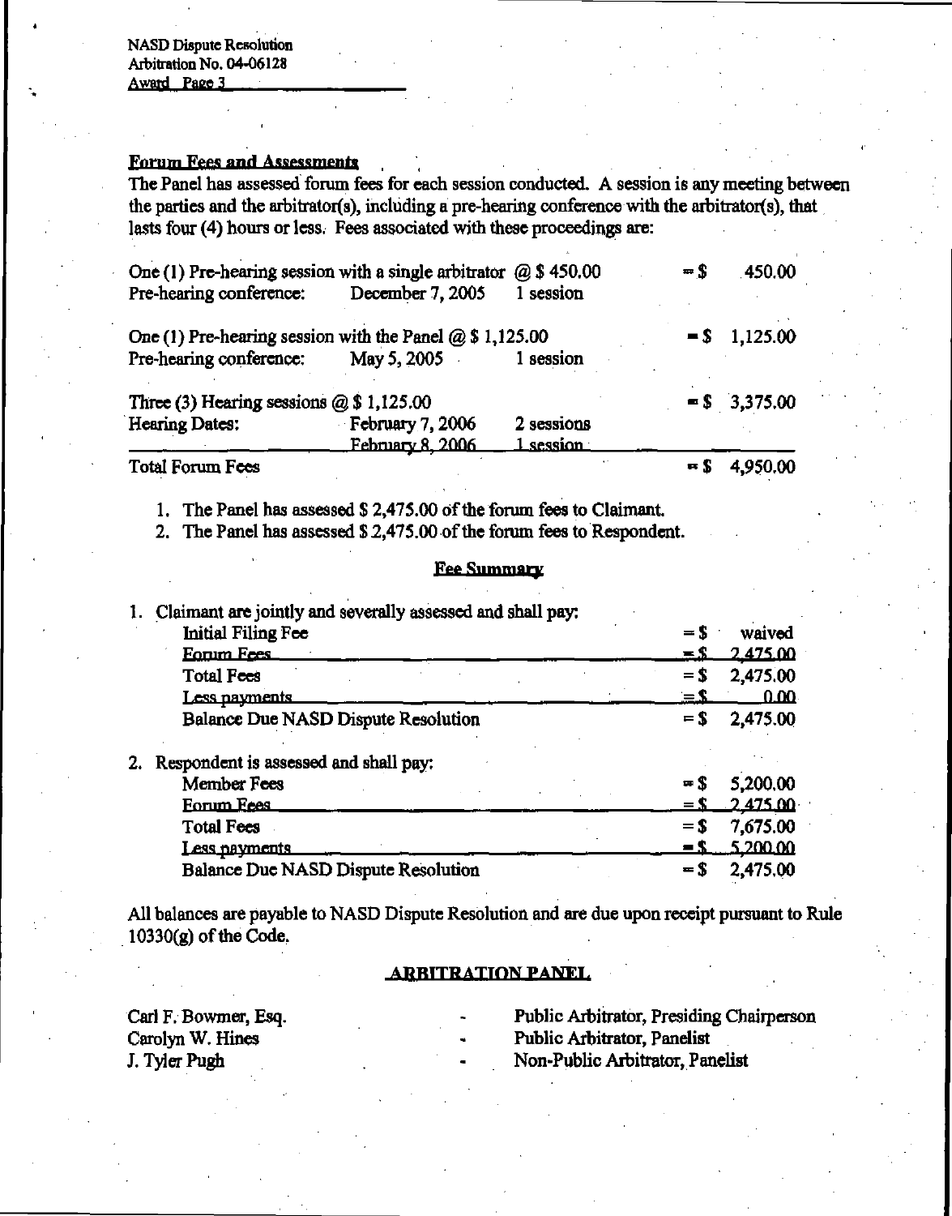NASD Dispute Resolution
Arbitration No. 04-06128
Award Page 3

**Forum Fees and Assessments**

The Panel has assessed forum fees for each session conducted. A session is any meeting between the parties and the arbitrator(s), including a pre-hearing conference with the arbitrator(s), that lasts four (4) hours or less. Fees associated with these proceedings are:

| | | | | |
|---|---|---|---|---|
| One (1) Pre-hearing session with a single arbitrator @ $ 450.00 | | | = $ | 450.00 |
| Pre-hearing conference: | December 7, 2005 | 1 session | | |
| One (1) Pre-hearing session with the Panel @ $ 1,125.00 | | | = $ | 1,125.00 |
| Pre-hearing conference: | May 5, 2005 | 1 session | | |
| Three (3) Hearing sessions @ $ 1,125.00 | | | = $ | 3,375.00 |
| Hearing Dates: | February 7, 2006 | 2 sessions | | |
| | February 8, 2006 | 1 session | | |
| Total Forum Fees | | | = $ | 4,950.00 |

1. The Panel has assessed $ 2,475.00 of the forum fees to Claimant.
2. The Panel has assessed $ 2,475.00 of the forum fees to Respondent.

**Fee Summary**

1. Claimant are jointly and severally assessed and shall pay:

| | | |
|---|---|---|
| Initial Filing Fee | = $ | waived |
| Forum Fees | = $ | 2,475.00 |
| Total Fees | = $ | 2,475.00 |
| Less payments | = $ | 0.00 |
| Balance Due NASD Dispute Resolution | = $ | 2,475.00 |

2. Respondent is assessed and shall pay:

| | | |
|---|---|---|
| Member Fees | = $ | 5,200.00 |
| Forum Fees | = $ | 2,475.00 |
| Total Fees | = $ | 7,675.00 |
| Less payments | = $ | 5,200.00 |
| Balance Due NASD Dispute Resolution | = $ | 2,475.00 |

All balances are payable to NASD Dispute Resolution and are due upon receipt pursuant to Rule 10330(g) of the Code.

**ARBITRATION PANEL**

| | | |
|---|---|---|
| Carl F. Bowmer, Esq. | - | Public Arbitrator, Presiding Chairperson |
| Carolyn W. Hines | - | Public Arbitrator, Panelist |
| J. Tyler Pugh | - | Non-Public Arbitrator, Panelist |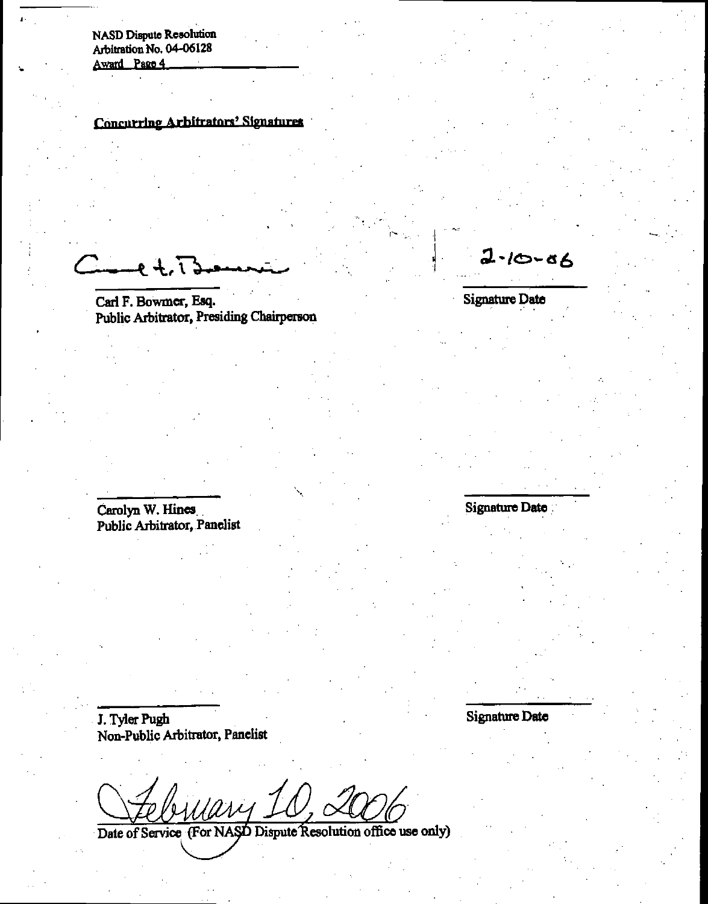NASD Dispute Resolution
Arbitration No. 04-06128
Award Page 4

**Concurring Arbitrators' Signatures**

Carl F. Bowmer, Esq. — 2-10-06
Public Arbitrator, Presiding Chairperson — Signature Date

Carolyn W. Hines
Public Arbitrator, Panelist — Signature Date

J. Tyler Pugh
Non-Public Arbitrator, Panelist — Signature Date

February 10, 2006
Date of Service (For NASD Dispute Resolution office use only)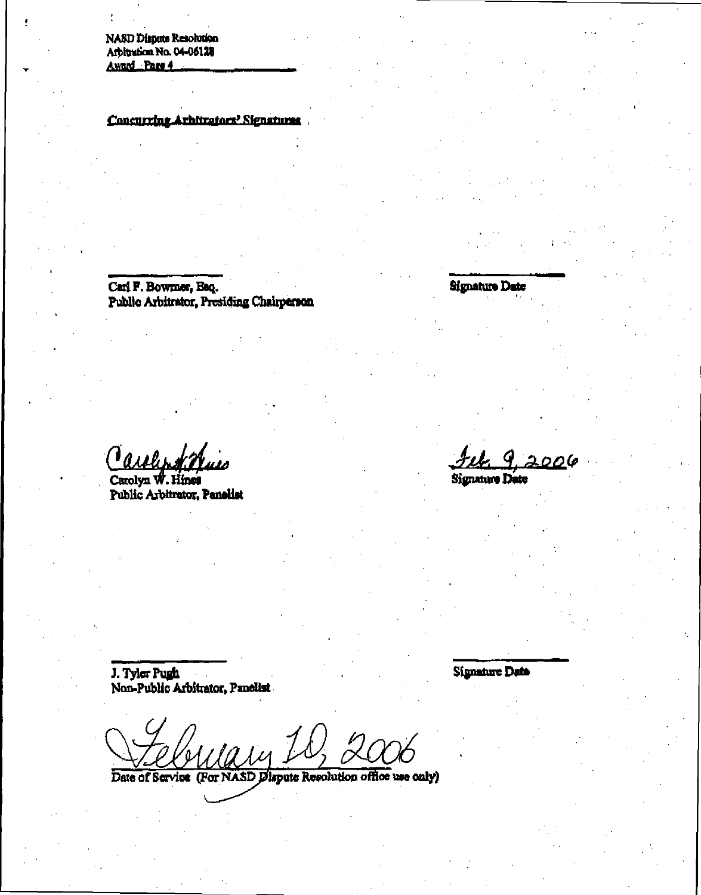NASD Dispute Resolution
Arbitration No. 04-06128
Award - Page 4

**Concurring Arbitrators' Signatures**

Carl F. Bowmer, Esq.
Public Arbitrator, Presiding Chairperson

Signature Date

Carolyn W. Hines
Public Arbitrator, Panelist

Feb. 9, 2006
Signature Date

J. Tyler Pugh
Non-Public Arbitrator, Panelist

Signature Date

February 10, 2006
Date of Service (For NASD Dispute Resolution office use only)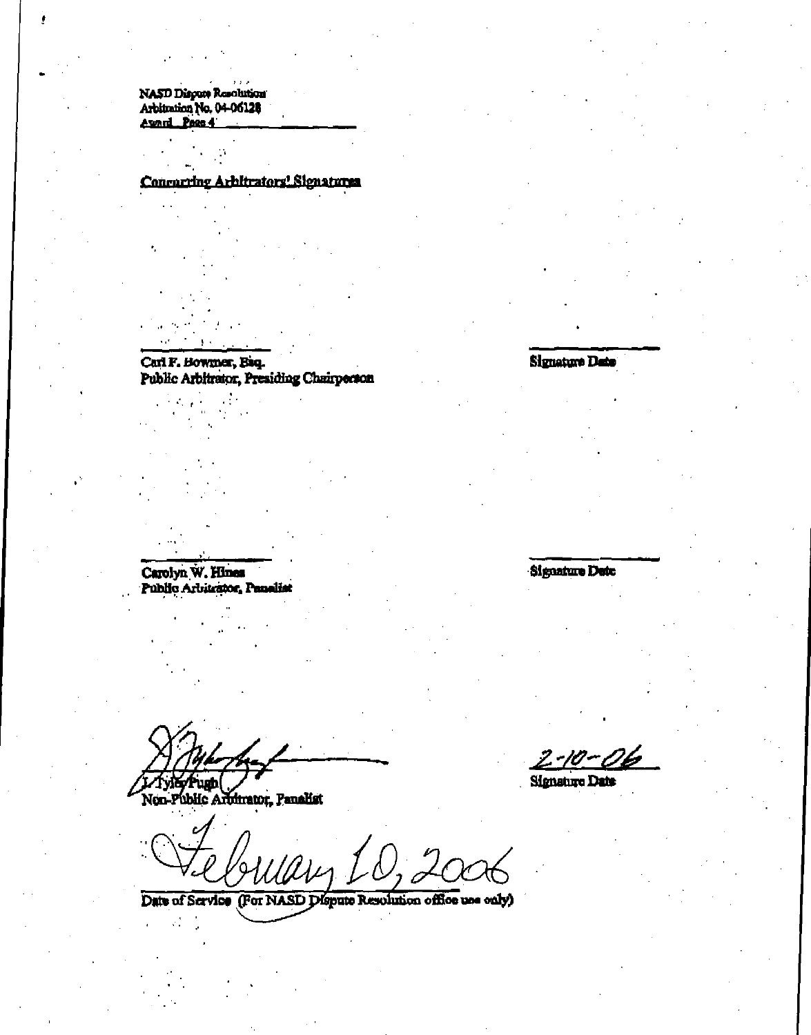NASD Dispute Resolution
Arbitration No. 04-06128
Award Page 4

Concurring Arbitrators' Signatures

Carl F. Bowmer, Esq.
Public Arbitrator, Presiding Chairperson

Signature Date

Carolyn W. Hines
Public Arbitrator, Panelist

Signature Date

J. Tyler Pugh
Non-Public Arbitrator, Panelist

2-10-06
Signature Date

February 10, 2006

Date of Service (For NASD Dispute Resolution office use only)